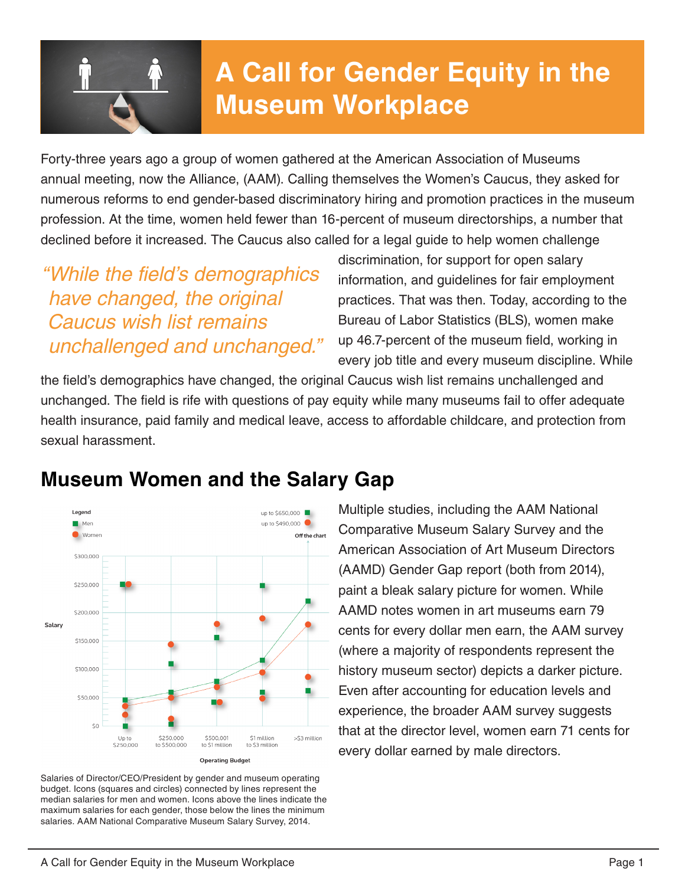# A Call for Gender Equity in the Museum Workplace

Forty-three years ago a group of women gathered at the American Association of Museums annual meeting, now the Alliance, (AAM). Calling themselves the Women's Caucus, they asked for numerous reforms to end gender-based discriminatory hiring and promotion practices in the museum profession. At the time, women held fewer than 16-percent of museum directorships, a number that declined before it increased. The Caucus also called for a legal guide to help women challenge discrimination, for support for open salary information, and guidelines for fair employment practices. That was then. Today, according to the Bureau of Labor Statistics (BLS), women make up 46.7-percent of the museum field, working in every job title and every museum discipline. While the field's demographics have changed, the original Caucus wish list remains unchallenged and unchanged. The field is rife with questions of pay equity while many museums fail to offer adequate health insurance, paid family and medical leave, access to affordable childcare, and protection from sexual harassment.

> *"While the field's demographics have changed, the original Caucus wish list remains unchallenged and unchanged."*

## Museum Women and the Salary Gap

Salaries of Director/CEO/President by gender and museum operating budget. Icons (squares and circles) connected by lines represent the median salaries for men and women. Icons above the lines indicate the maximum salaries for each gender, those below the lines the minimum salaries. AAM National Comparative Museum Salary Survey, 2014.

Multiple studies, including the AAM National Comparative Museum Salary Survey and the American Association of Art Museum Directors (AAMD) Gender Gap report (both from 2014), paint a bleak salary picture for women. While AAMD notes women in art museums earn 79 cents for every dollar men earn, the AAM survey (where a majority of respondents represent the history museum sector) depicts a darker picture. Even after accounting for education levels and experience, the broader AAM survey suggests that at the director level, women earn 71 cents for every dollar earned by male directors.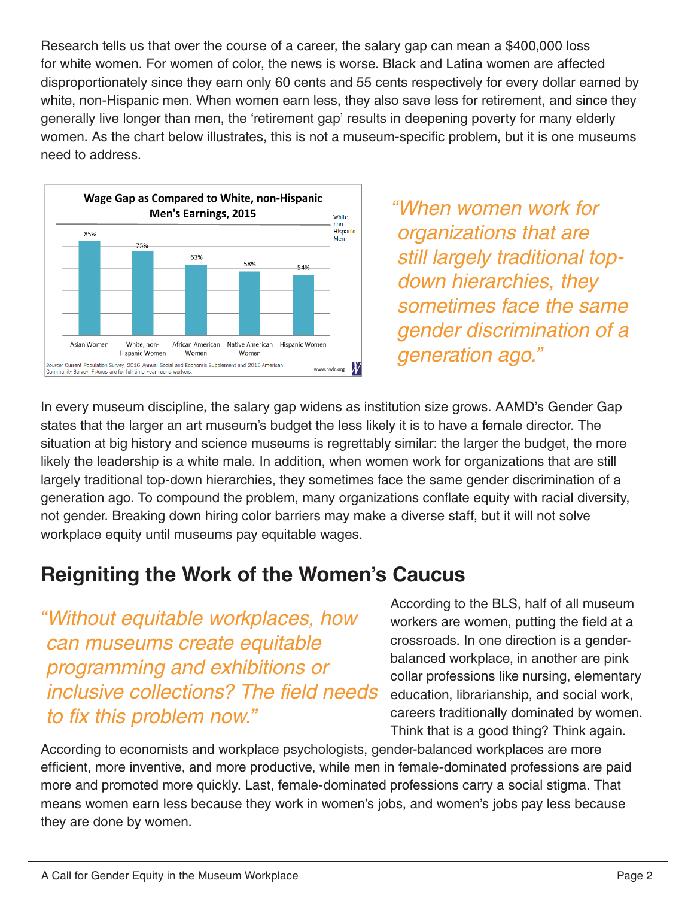Research tells us that over the course of a career, the salary gap can mean a $400,000 loss for white women. For women of color, the news is worse. Black and Latina women are affected disproportionately since they earn only 60 cents and 55 cents respectively for every dollar earned by white, non-Hispanic men. When women earn less, they also save less for retirement, and since they generally live longer than men, the 'retirement gap' results in deepening poverty for many elderly women. As the chart below illustrates, this is not a museum-specific problem, but it is one museums need to address.

**Wage Gap as Compared to White, non-Hispanic Men's Earnings, 2015**

| Asian Women | White, non-Hispanic Women | African American Women | Native American Women | Hispanic Women |
|---|---|---|---|---|
| 85% | 75% | 63% | 58% | 54% |

White, non-Hispanic Men

Source: Current Population Survey, 2016 Annual Social and Economic Supplement and 2015 American Community Survey. Figures are for full time, year round workers. www.nwlc.org

> *"When women work for organizations that are still largely traditional top-down hierarchies, they sometimes face the same gender discrimination of a generation ago."*

In every museum discipline, the salary gap widens as institution size grows. AAMD's Gender Gap states that the larger an art museum's budget the less likely it is to have a female director. The situation at big history and science museums is regrettably similar: the larger the budget, the more likely the leadership is a white male. In addition, when women work for organizations that are still largely traditional top-down hierarchies, they sometimes face the same gender discrimination of a generation ago. To compound the problem, many organizations conflate equity with racial diversity, not gender. Breaking down hiring color barriers may make a diverse staff, but it will not solve workplace equity until museums pay equitable wages.

## Reigniting the Work of the Women's Caucus

> *"Without equitable workplaces, how can museums create equitable programming and exhibitions or inclusive collections? The field needs to fix this problem now."*

According to the BLS, half of all museum workers are women, putting the field at a crossroads. In one direction is a gender-balanced workplace, in another are pink collar professions like nursing, elementary education, librarianship, and social work, careers traditionally dominated by women. Think that is a good thing? Think again. According to economists and workplace psychologists, gender-balanced workplaces are more efficient, more inventive, and more productive, while men in female-dominated professions are paid more and promoted more quickly. Last, female-dominated professions carry a social stigma. That means women earn less because they work in women's jobs, and women's jobs pay less because they are done by women.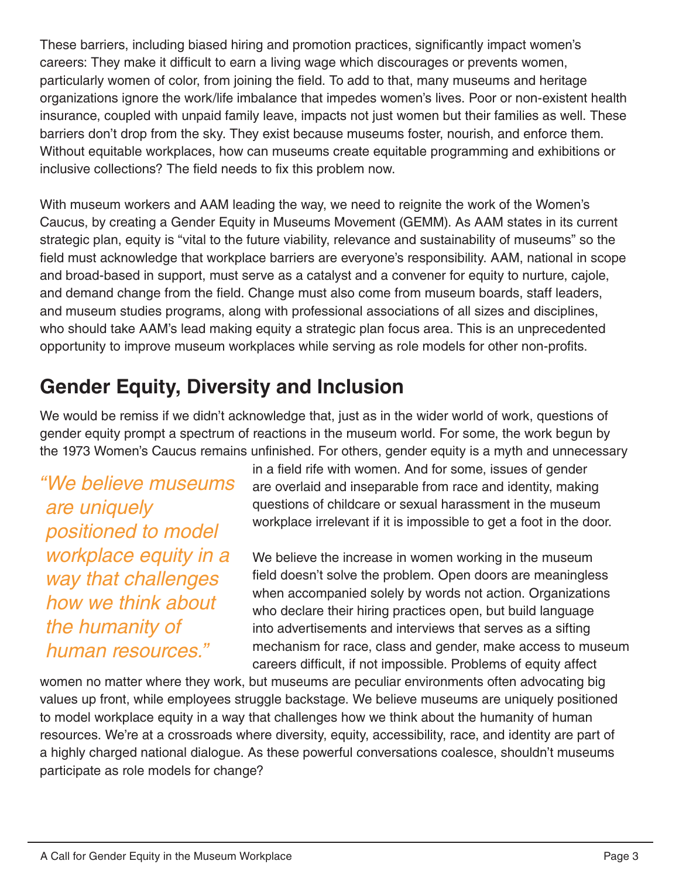These barriers, including biased hiring and promotion practices, significantly impact women's careers: They make it difficult to earn a living wage which discourages or prevents women, particularly women of color, from joining the field. To add to that, many museums and heritage organizations ignore the work/life imbalance that impedes women's lives. Poor or non-existent health insurance, coupled with unpaid family leave, impacts not just women but their families as well. These barriers don't drop from the sky. They exist because museums foster, nourish, and enforce them. Without equitable workplaces, how can museums create equitable programming and exhibitions or inclusive collections? The field needs to fix this problem now.

With museum workers and AAM leading the way, we need to reignite the work of the Women's Caucus, by creating a Gender Equity in Museums Movement (GEMM). As AAM states in its current strategic plan, equity is "vital to the future viability, relevance and sustainability of museums" so the field must acknowledge that workplace barriers are everyone's responsibility. AAM, national in scope and broad-based in support, must serve as a catalyst and a convener for equity to nurture, cajole, and demand change from the field. Change must also come from museum boards, staff leaders, and museum studies programs, along with professional associations of all sizes and disciplines, who should take AAM's lead making equity a strategic plan focus area. This is an unprecedented opportunity to improve museum workplaces while serving as role models for other non-profits.

## Gender Equity, Diversity and Inclusion

We would be remiss if we didn't acknowledge that, just as in the wider world of work, questions of gender equity prompt a spectrum of reactions in the museum world. For some, the work begun by the 1973 Women's Caucus remains unfinished. For others, gender equity is a myth and unnecessary in a field rife with women. And for some, issues of gender are overlaid and inseparable from race and identity, making questions of childcare or sexual harassment in the museum workplace irrelevant if it is impossible to get a foot in the door.

*"We believe museums are uniquely positioned to model workplace equity in a way that challenges how we think about the humanity of human resources."*

We believe the increase in women working in the museum field doesn't solve the problem. Open doors are meaningless when accompanied solely by words not action. Organizations who declare their hiring practices open, but build language into advertisements and interviews that serves as a sifting mechanism for race, class and gender, make access to museum careers difficult, if not impossible. Problems of equity affect women no matter where they work, but museums are peculiar environments often advocating big values up front, while employees struggle backstage. We believe museums are uniquely positioned to model workplace equity in a way that challenges how we think about the humanity of human resources. We're at a crossroads where diversity, equity, accessibility, race, and identity are part of a highly charged national dialogue. As these powerful conversations coalesce, shouldn't museums participate as role models for change?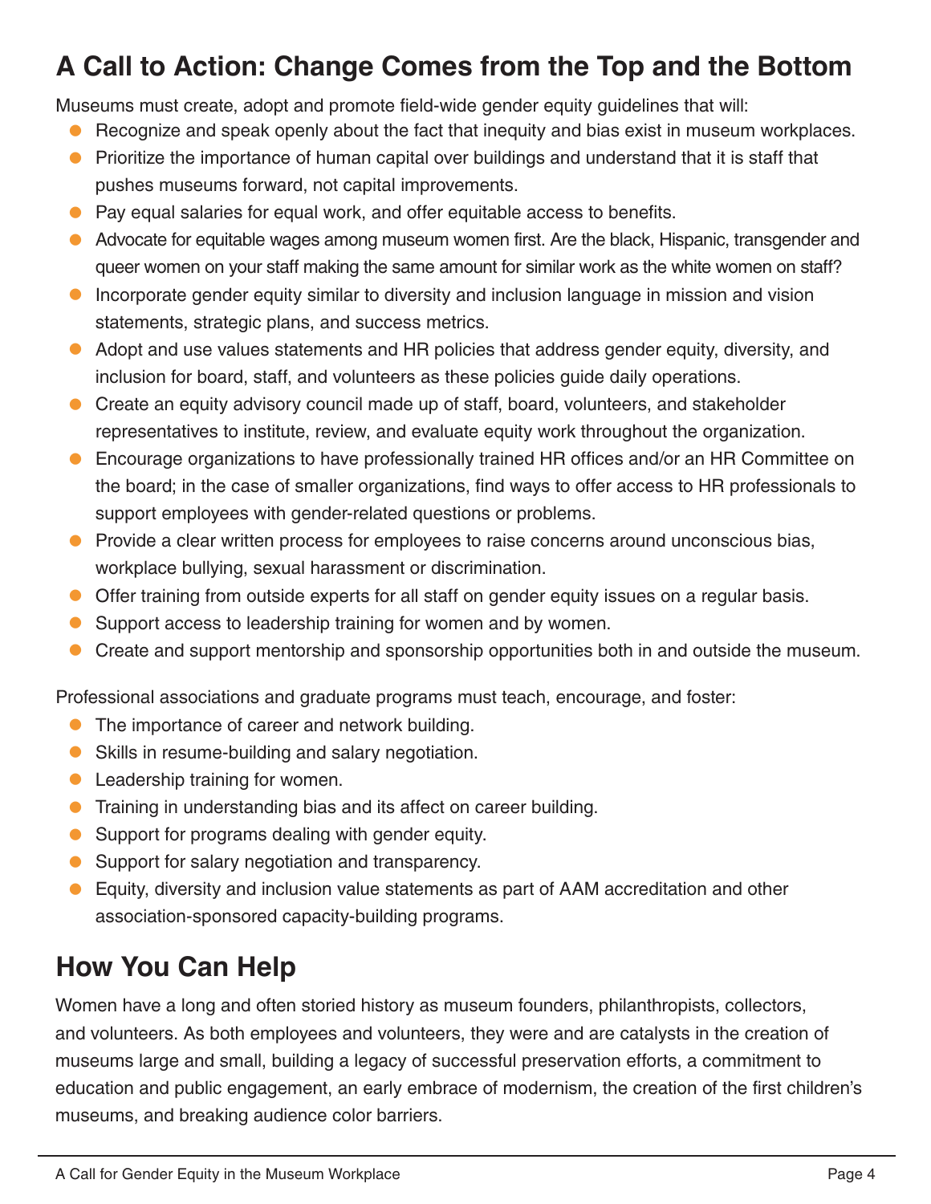## A Call to Action: Change Comes from the Top and the Bottom

Museums must create, adopt and promote field-wide gender equity guidelines that will:

- Recognize and speak openly about the fact that inequity and bias exist in museum workplaces.
- Prioritize the importance of human capital over buildings and understand that it is staff that pushes museums forward, not capital improvements.
- Pay equal salaries for equal work, and offer equitable access to benefits.
- Advocate for equitable wages among museum women first. Are the black, Hispanic, transgender and queer women on your staff making the same amount for similar work as the white women on staff?
- Incorporate gender equity similar to diversity and inclusion language in mission and vision statements, strategic plans, and success metrics.
- Adopt and use values statements and HR policies that address gender equity, diversity, and inclusion for board, staff, and volunteers as these policies guide daily operations.
- Create an equity advisory council made up of staff, board, volunteers, and stakeholder representatives to institute, review, and evaluate equity work throughout the organization.
- Encourage organizations to have professionally trained HR offices and/or an HR Committee on the board; in the case of smaller organizations, find ways to offer access to HR professionals to support employees with gender-related questions or problems.
- Provide a clear written process for employees to raise concerns around unconscious bias, workplace bullying, sexual harassment or discrimination.
- Offer training from outside experts for all staff on gender equity issues on a regular basis.
- Support access to leadership training for women and by women.
- Create and support mentorship and sponsorship opportunities both in and outside the museum.

Professional associations and graduate programs must teach, encourage, and foster:

- The importance of career and network building.
- Skills in resume-building and salary negotiation.
- Leadership training for women.
- Training in understanding bias and its affect on career building.
- Support for programs dealing with gender equity.
- Support for salary negotiation and transparency.
- Equity, diversity and inclusion value statements as part of AAM accreditation and other association-sponsored capacity-building programs.

## How You Can Help

Women have a long and often storied history as museum founders, philanthropists, collectors, and volunteers. As both employees and volunteers, they were and are catalysts in the creation of museums large and small, building a legacy of successful preservation efforts, a commitment to education and public engagement, an early embrace of modernism, the creation of the first children's museums, and breaking audience color barriers.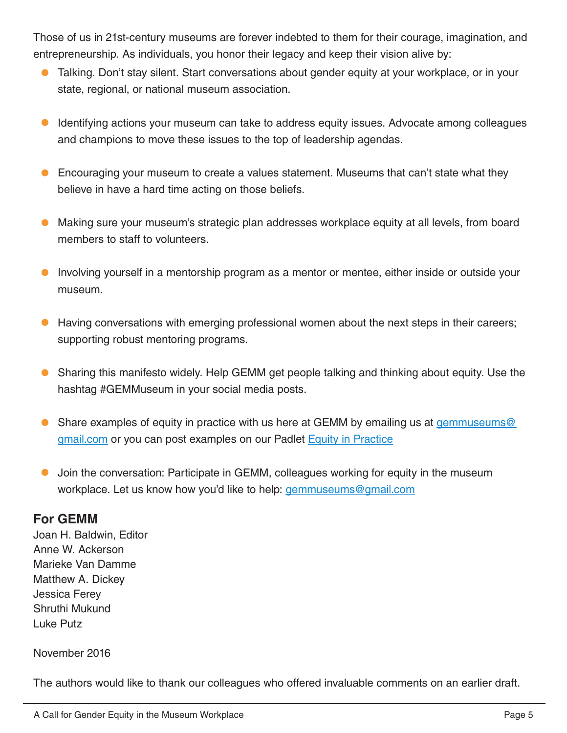Those of us in 21st-century museums are forever indebted to them for their courage, imagination, and entrepreneurship. As individuals, you honor their legacy and keep their vision alive by:

- Talking. Don't stay silent. Start conversations about gender equity at your workplace, or in your state, regional, or national museum association.
- Identifying actions your museum can take to address equity issues. Advocate among colleagues and champions to move these issues to the top of leadership agendas.
- Encouraging your museum to create a values statement. Museums that can't state what they believe in have a hard time acting on those beliefs.
- Making sure your museum's strategic plan addresses workplace equity at all levels, from board members to staff to volunteers.
- Involving yourself in a mentorship program as a mentor or mentee, either inside or outside your museum.
- Having conversations with emerging professional women about the next steps in their careers; supporting robust mentoring programs.
- Sharing this manifesto widely. Help GEMM get people talking and thinking about equity. Use the hashtag #GEMMuseum in your social media posts.
- Share examples of equity in practice with us here at GEMM by emailing us at gemmuseums@gmail.com or you can post examples on our Padlet Equity in Practice
- Join the conversation: Participate in GEMM, colleagues working for equity in the museum workplace. Let us know how you'd like to help: gemmuseums@gmail.com

**For GEMM**

Joan H. Baldwin, Editor
Anne W. Ackerson
Marieke Van Damme
Matthew A. Dickey
Jessica Ferey
Shruthi Mukund
Luke Putz

November 2016

The authors would like to thank our colleagues who offered invaluable comments on an earlier draft.